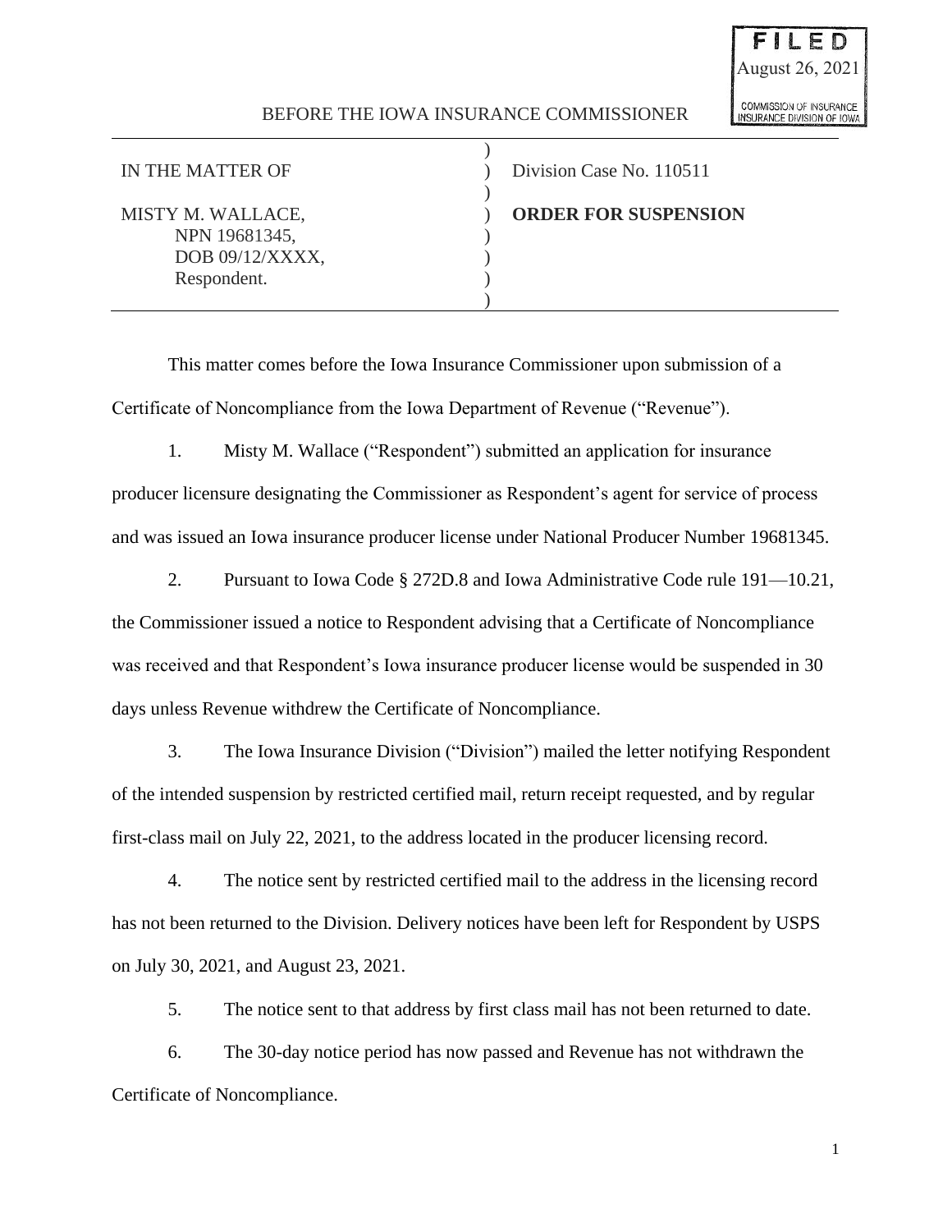FILED
August 26, 2021
COMMISSION OF INSURANCE
INSURANCE DIVISION OF IOWA

BEFORE THE IOWA INSURANCE COMMISSIONER

| | |
|---|---|
| IN THE MATTER OF | Division Case No. 110511 |
| MISTY M. WALLACE,<br>NPN 19681345,<br>DOB 09/12/XXXX,<br>Respondent. | **ORDER FOR SUSPENSION** |

This matter comes before the Iowa Insurance Commissioner upon submission of a Certificate of Noncompliance from the Iowa Department of Revenue ("Revenue").

1. Misty M. Wallace ("Respondent") submitted an application for insurance producer licensure designating the Commissioner as Respondent's agent for service of process and was issued an Iowa insurance producer license under National Producer Number 19681345.

2. Pursuant to Iowa Code § 272D.8 and Iowa Administrative Code rule 191—10.21, the Commissioner issued a notice to Respondent advising that a Certificate of Noncompliance was received and that Respondent's Iowa insurance producer license would be suspended in 30 days unless Revenue withdrew the Certificate of Noncompliance.

3. The Iowa Insurance Division ("Division") mailed the letter notifying Respondent of the intended suspension by restricted certified mail, return receipt requested, and by regular first-class mail on July 22, 2021, to the address located in the producer licensing record.

4. The notice sent by restricted certified mail to the address in the licensing record has not been returned to the Division. Delivery notices have been left for Respondent by USPS on July 30, 2021, and August 23, 2021.

5. The notice sent to that address by first class mail has not been returned to date.

6. The 30-day notice period has now passed and Revenue has not withdrawn the Certificate of Noncompliance.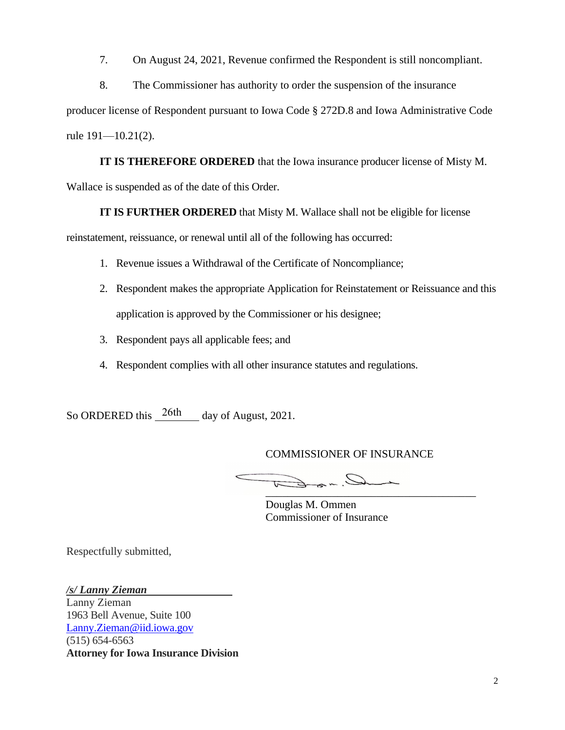7. On August 24, 2021, Revenue confirmed the Respondent is still noncompliant.

8. The Commissioner has authority to order the suspension of the insurance producer license of Respondent pursuant to Iowa Code § 272D.8 and Iowa Administrative Code rule 191—10.21(2).

**IT IS THEREFORE ORDERED** that the Iowa insurance producer license of Misty M. Wallace is suspended as of the date of this Order.

**IT IS FURTHER ORDERED** that Misty M. Wallace shall not be eligible for license reinstatement, reissuance, or renewal until all of the following has occurred:

1. Revenue issues a Withdrawal of the Certificate of Noncompliance;
2. Respondent makes the appropriate Application for Reinstatement or Reissuance and this application is approved by the Commissioner or his designee;
3. Respondent pays all applicable fees; and
4. Respondent complies with all other insurance statutes and regulations.

So ORDERED this 26th day of August, 2021.

COMMISSIONER OF INSURANCE

Douglas M. Ommen
Commissioner of Insurance

Respectfully submitted,

***/s/ Lanny Zieman***
Lanny Zieman
1963 Bell Avenue, Suite 100
Lanny.Zieman@iid.iowa.gov
(515) 654-6563
**Attorney for Iowa Insurance Division**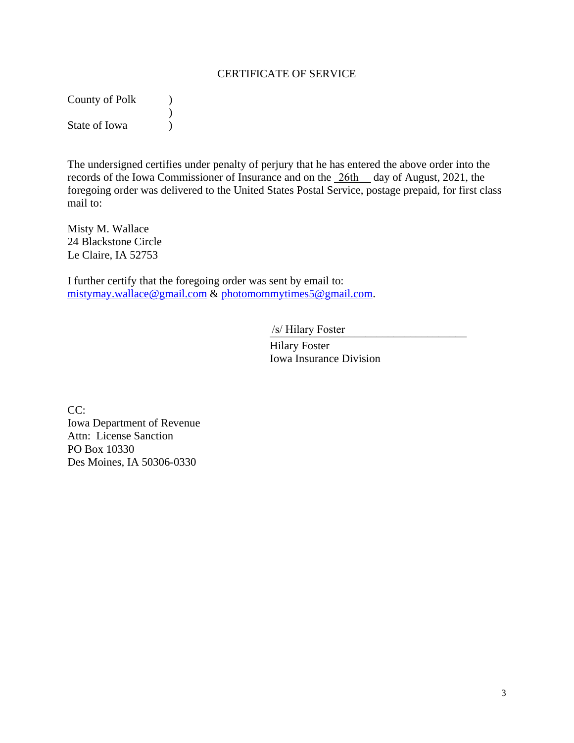CERTIFICATE OF SERVICE

County of Polk )
)
State of Iowa )

The undersigned certifies under penalty of perjury that he has entered the above order into the records of the Iowa Commissioner of Insurance and on the 26th day of August, 2021, the foregoing order was delivered to the United States Postal Service, postage prepaid, for first class mail to:

Misty M. Wallace
24 Blackstone Circle
Le Claire, IA 52753

I further certify that the foregoing order was sent by email to: mistymay.wallace@gmail.com & photomommytimes5@gmail.com.

/s/ Hilary Foster
Hilary Foster
Iowa Insurance Division

CC:
Iowa Department of Revenue
Attn: License Sanction
PO Box 10330
Des Moines, IA 50306-0330